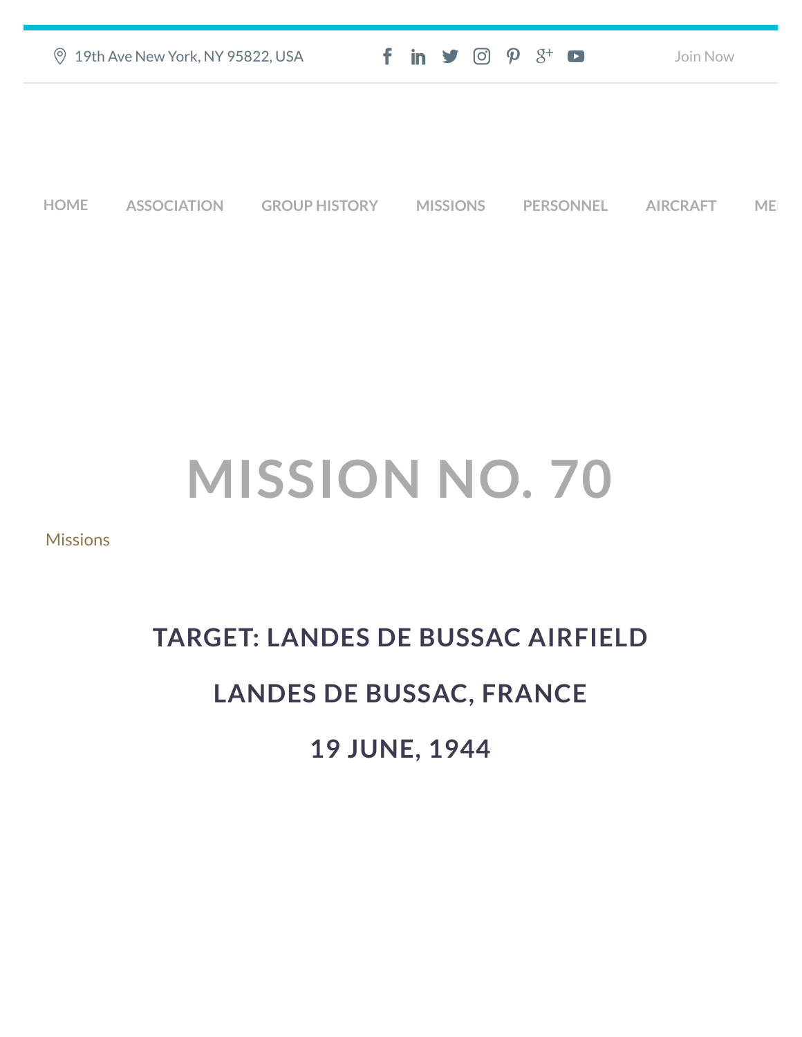19th Ave New York, NY 95822, USA

Join Now

HOME ASSOCIATION GROUP HISTORY MISSIONS PERSONNEL AIRCRAFT ME

# MISSION NO. 70

Missions

## TARGET: LANDES DE BUSSAC AIRFIELD

## LANDES DE BUSSAC, FRANCE

## 19 JUNE, 1944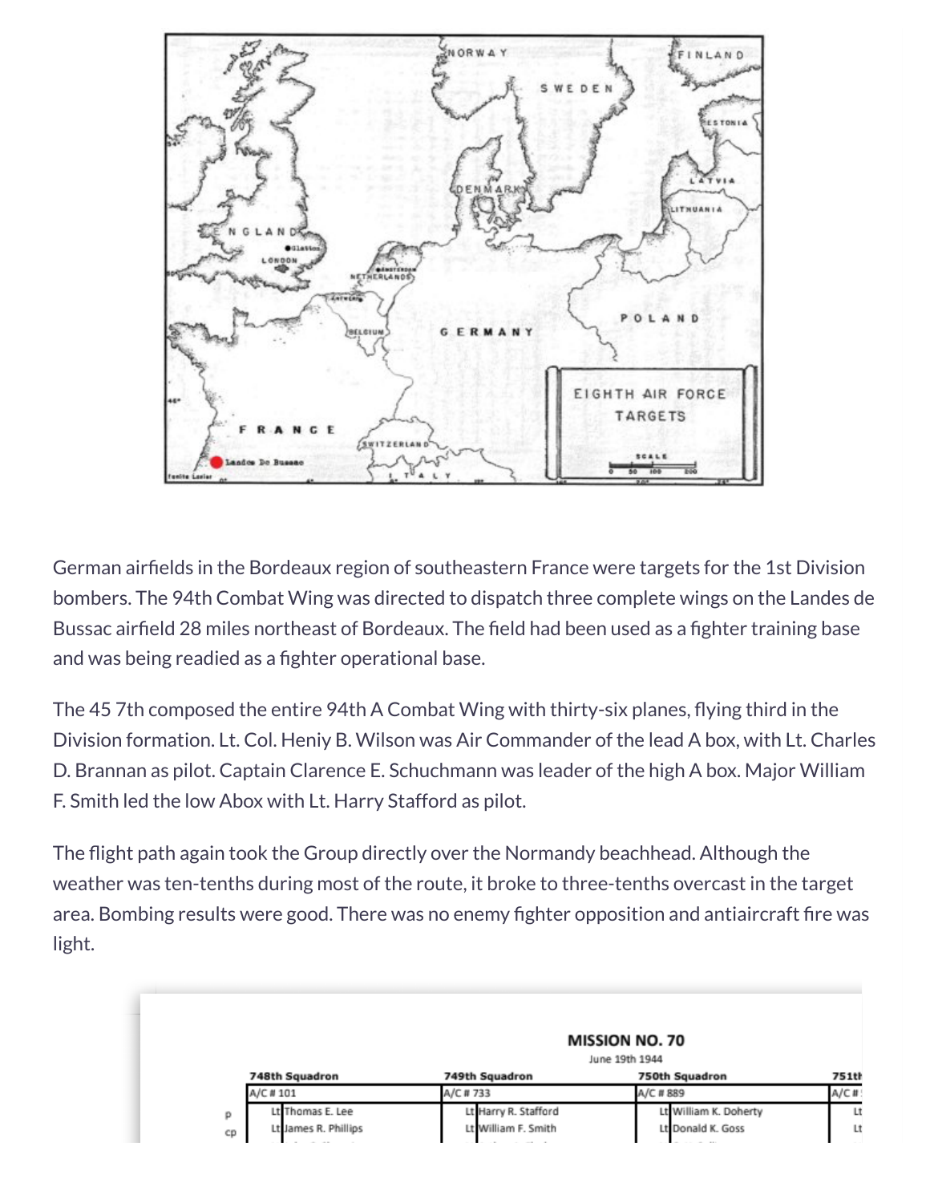German airfields in the Bordeaux region of southeastern France were targets for the 1st Division bombers. The 94th Combat Wing was directed to dispatch three complete wings on the Landes de Bussac airfield 28 miles northeast of Bordeaux. The field had been used as a fighter training base and was being readied as a fighter operational base.

The 45 7th composed the entire 94th A Combat Wing with thirty-six planes, flying third in the Division formation. Lt. Col. Heniy B. Wilson was Air Commander of the lead A box, with Lt. Charles D. Brannan as pilot. Captain Clarence E. Schuchmann was leader of the high A box. Major William F. Smith led the low Abox with Lt. Harry Stafford as pilot.

The flight path again took the Group directly over the Normandy beachhead. Although the weather was ten-tenths during most of the route, it broke to three-tenths overcast in the target area. Bombing results were good. There was no enemy fighter opposition and antiaircraft fire was light.

**MISSION NO. 70**

June 19th 1944

| | 748th Squadron | 749th Squadron | 750th Squadron | 751th |
|---|---|---|---|---|
| | A/C # 101 | A/C # 733 | A/C # 889 | A/C # |
| p | Lt Thomas E. Lee | Lt Harry R. Stafford | Lt William K. Doherty | Lt |
| cp | Lt James R. Phillips | Lt William F. Smith | Lt Donald K. Goss | Lt |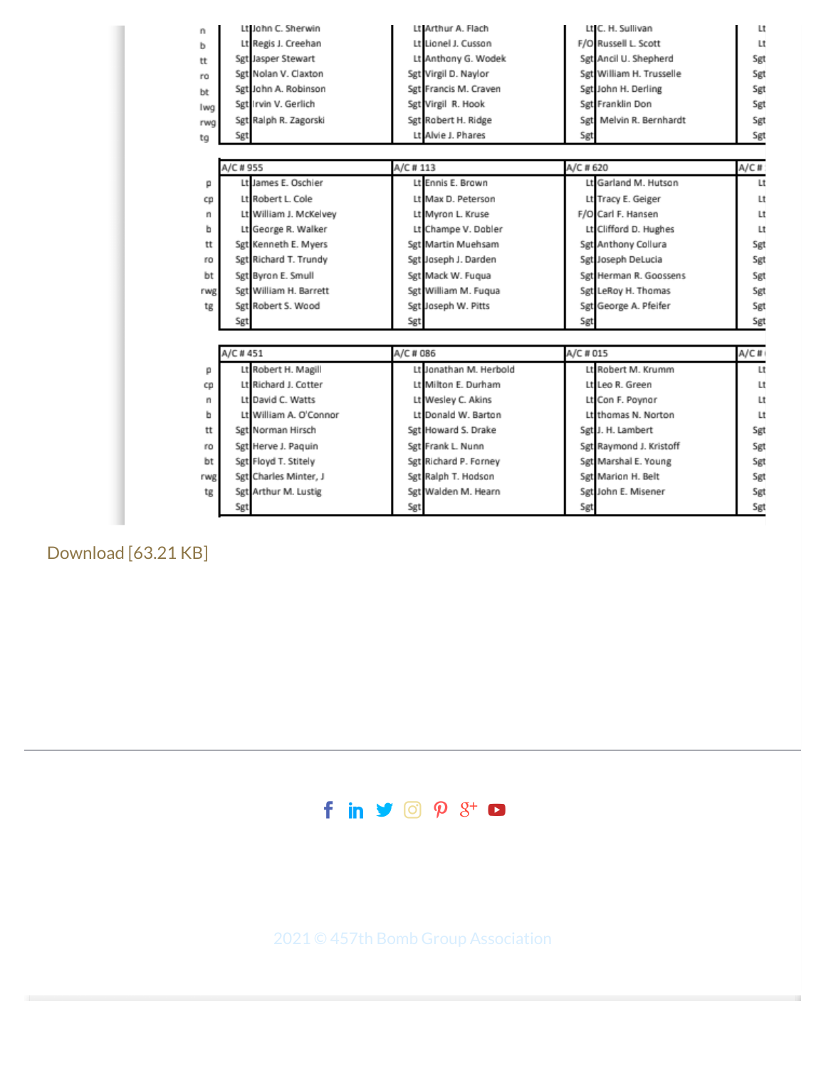| | | | | | | | | |
|---|---|---|---|---|---|---|---|---|
| n | Lt | John C. Sherwin | Lt | Arthur A. Flach | Lt | C. H. Sullivan | Lt | |
| b | Lt | Regis J. Creehan | Lt | Lionel J. Cusson | F/O | Russell L. Scott | Lt | |
| tt | Sgt | Jasper Stewart | Lt | Anthony G. Wodek | Sgt | Ancil U. Shepherd | Sgt | |
| ro | Sgt | Nolan V. Claxton | Sgt | Virgil D. Naylor | Sgt | William H. Trusselle | Sgt | |
| bt | Sgt | John A. Robinson | Sgt | Francis M. Craven | Sgt | John H. Derling | Sgt | |
| lwg | Sgt | Irvin V. Gerlich | Sgt | Virgil R. Hook | Sgt | Franklin Don | Sgt | |
| rwg | Sgt | Ralph R. Zagorski | Sgt | Robert H. Ridge | Sgt | Melvin R. Bernhardt | Sgt | |
| tg | Sgt | | Lt | Alvie J. Phares | Sgt | | Sgt | |

| | A/C # 955 | | A/C # 113 | | A/C # 620 | | A/C # | |
|---|---|---|---|---|---|---|---|---|
| p | Lt | James E. Oschier | Lt | Ennis E. Brown | Lt | Garland M. Hutson | Lt | |
| cp | Lt | Robert L. Cole | Lt | Max D. Peterson | Lt | Tracy E. Geiger | Lt | |
| n | Lt | William J. McKelvey | Lt | Myron L. Kruse | F/O | Carl F. Hansen | Lt | |
| b | Lt | George R. Walker | Lt | Champe V. Dobler | Lt | Clifford D. Hughes | Lt | |
| tt | Sgt | Kenneth E. Myers | Sgt | Martin Muehsam | Sgt | Anthony Collura | Sgt | |
| ro | Sgt | Richard T. Trundy | Sgt | Joseph J. Darden | Sgt | Joseph DeLucia | Sgt | |
| bt | Sgt | Byron E. Smull | Sgt | Mack W. Fuqua | Sgt | Herman R. Goossens | Sgt | |
| rwg | Sgt | William H. Barrett | Sgt | William M. Fuqua | Sgt | LeRoy H. Thomas | Sgt | |
| tg | Sgt | Robert S. Wood | Sgt | Joseph W. Pitts | Sgt | George A. Pfeifer | Sgt | |
| | Sgt | | Sgt | | Sgt | | Sgt | |

| | A/C # 451 | | A/C # 086 | | A/C # 015 | | A/C # | |
|---|---|---|---|---|---|---|---|---|
| p | Lt | Robert H. Magill | Lt | Jonathan M. Herbold | Lt | Robert M. Krumm | Lt | |
| cp | Lt | Richard J. Cotter | Lt | Milton E. Durham | Lt | Leo R. Green | Lt | |
| n | Lt | David C. Watts | Lt | Wesley C. Akins | Lt | Con F. Poynor | Lt | |
| b | Lt | William A. O'Connor | Lt | Donald W. Barton | Lt | thomas N. Norton | Lt | |
| tt | Sgt | Norman Hirsch | Sgt | Howard S. Drake | Sgt | J. H. Lambert | Sgt | |
| ro | Sgt | Herve J. Paquin | Sgt | Frank L. Nunn | Sgt | Raymond J. Kristoff | Sgt | |
| bt | Sgt | Floyd T. Stitely | Sgt | Richard P. Forney | Sgt | Marshal E. Young | Sgt | |
| rwg | Sgt | Charles Minter, J | Sgt | Ralph T. Hodson | Sgt | Marion H. Belt | Sgt | |
| tg | Sgt | Arthur M. Lustig | Sgt | Walden M. Hearn | Sgt | John E. Misener | Sgt | |
| | Sgt | | Sgt | | Sgt | | Sgt | |

Download [63.21 KB]

2021 © 457th Bomb Group Association